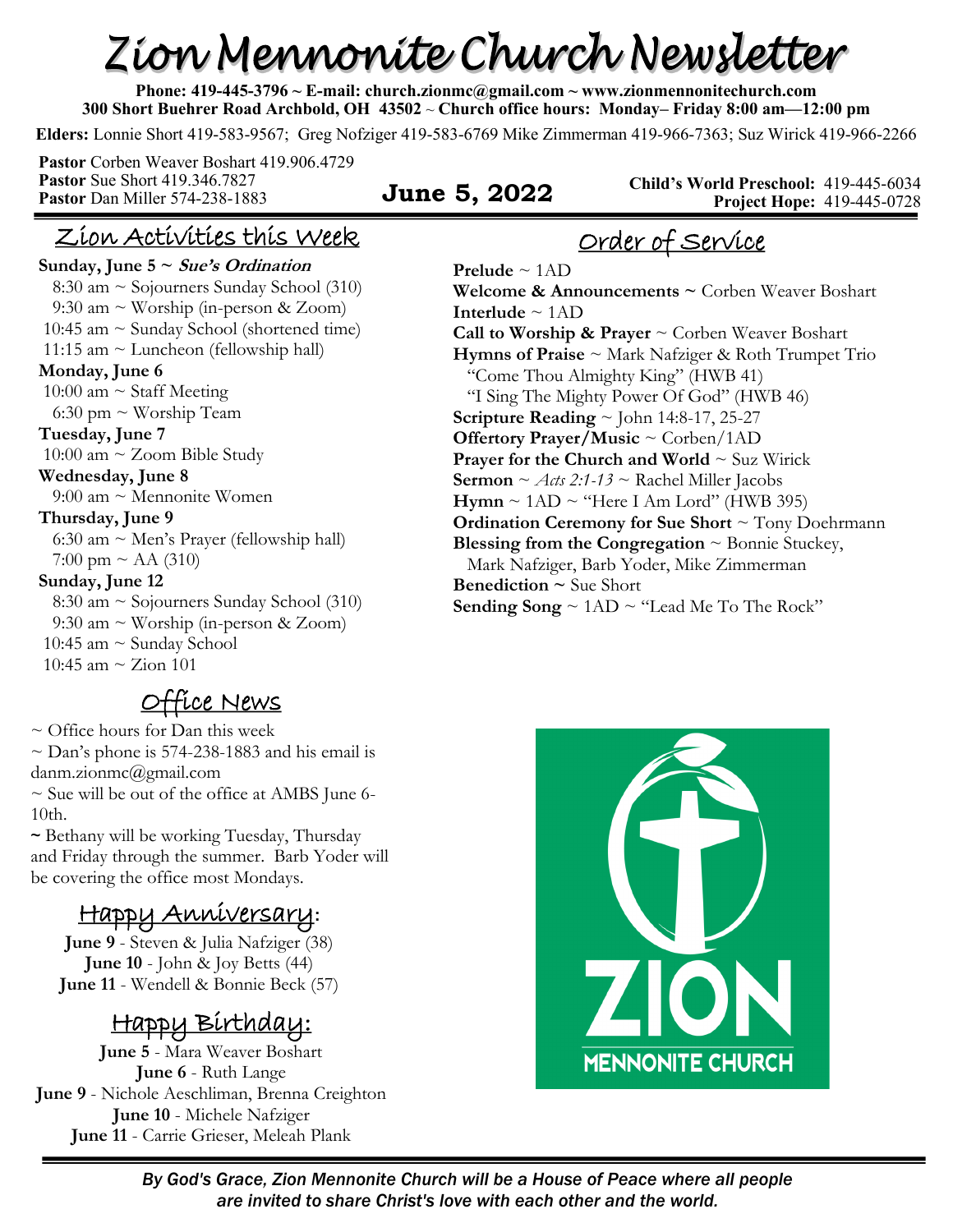# Zion Mennonite Church Newsletter

**Phone: 419-445-3796 ~ E-mail: church.zionmc@gmail.com ~ www.zionmennonitechurch.com**
**300 Short Buehrer Road Archbold, OH 43502 ~ Church office hours: Monday– Friday 8:00 am—12:00 pm**

**Elders:** Lonnie Short 419-583-9567; Greg Nofziger 419-583-6769 Mike Zimmerman 419-966-7363; Suz Wirick 419-966-2266

**Pastor** Corben Weaver Boshart 419.906.4729
**Pastor** Sue Short 419.346.7827
**Pastor** Dan Miller 574-238-1883

**June 5, 2022**

**Child's World Preschool:** 419-445-6034
**Project Hope:** 419-445-0728

## Zion Activities this Week

**Sunday, June 5 ~ *Sue's Ordination***
8:30 am ~ Sojourners Sunday School (310)
9:30 am ~ Worship (in-person & Zoom)
10:45 am ~ Sunday School (shortened time)
11:15 am ~ Luncheon (fellowship hall)

**Monday, June 6**
10:00 am ~ Staff Meeting
6:30 pm ~ Worship Team

**Tuesday, June 7**
10:00 am ~ Zoom Bible Study

**Wednesday, June 8**
9:00 am ~ Mennonite Women

**Thursday, June 9**
6:30 am ~ Men's Prayer (fellowship hall)
7:00 pm ~ AA (310)

**Sunday, June 12**
8:30 am ~ Sojourners Sunday School (310)
9:30 am ~ Worship (in-person & Zoom)
10:45 am ~ Sunday School
10:45 am ~ Zion 101

## Office News

~ Office hours for Dan this week
~ Dan's phone is 574-238-1883 and his email is danm.zionmc@gmail.com
~ Sue will be out of the office at AMBS June 6-10th.
~ Bethany will be working Tuesday, Thursday and Friday through the summer. Barb Yoder will be covering the office most Mondays.

## Happy Anniversary:

**June 9** - Steven & Julia Nafziger (38)
**June 10** - John & Joy Betts (44)
**June 11** - Wendell & Bonnie Beck (57)

## Happy Birthday:

**June 5** - Mara Weaver Boshart
**June 6** - Ruth Lange
**June 9** - Nichole Aeschliman, Brenna Creighton
**June 10** - Michele Nafziger
**June 11** - Carrie Grieser, Meleah Plank

## Order of Service

**Prelude** ~ 1AD
**Welcome & Announcements ~** Corben Weaver Boshart
**Interlude** ~ 1AD
**Call to Worship & Prayer** ~ Corben Weaver Boshart
**Hymns of Praise** ~ Mark Nafziger & Roth Trumpet Trio
"Come Thou Almighty King" (HWB 41)
"I Sing The Mighty Power Of God" (HWB 46)
**Scripture Reading** ~ John 14:8-17, 25-27
**Offertory Prayer/Music** ~ Corben/1AD
**Prayer for the Church and World** ~ Suz Wirick
**Sermon** ~ *Acts 2:1-13* ~ Rachel Miller Jacobs
**Hymn** ~ 1AD ~ "Here I Am Lord" (HWB 395)
**Ordination Ceremony for Sue Short** ~ Tony Doehrmann
**Blessing from the Congregation** ~ Bonnie Stuckey, Mark Nafziger, Barb Yoder, Mike Zimmerman
**Benediction ~** Sue Short
**Sending Song** ~ 1AD ~ "Lead Me To The Rock"

ZION MENNONITE CHURCH

*By God's Grace, Zion Mennonite Church will be a House of Peace where all people are invited to share Christ's love with each other and the world.*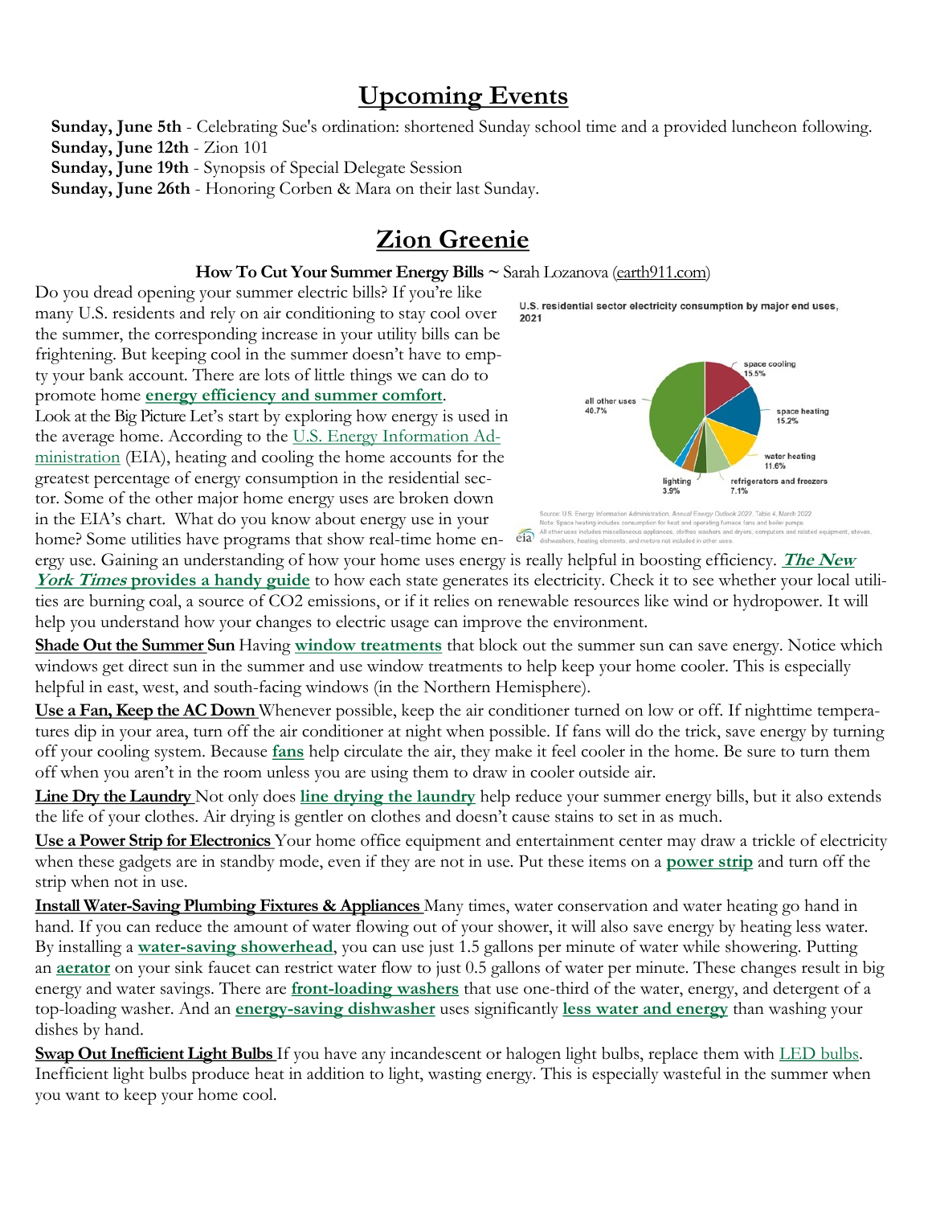## Upcoming Events

**Sunday, June 5th** - Celebrating Sue's ordination: shortened Sunday school time and a provided luncheon following.
**Sunday, June 12th** - Zion 101
**Sunday, June 19th** - Synopsis of Special Delegate Session
**Sunday, June 26th** - Honoring Corben & Mara on their last Sunday.

## Zion Greenie

**How To Cut Your Summer Energy Bills ~** Sarah Lozanova (earth911.com)

Do you dread opening your summer electric bills? If you're like many U.S. residents and rely on air conditioning to stay cool over the summer, the corresponding increase in your utility bills can be frightening. But keeping cool in the summer doesn't have to empty your bank account. There are lots of little things we can do to promote home **energy efficiency and summer comfort**.

Look at the Big Picture Let's start by exploring how energy is used in the average home. According to the U.S. Energy Information Administration (EIA), heating and cooling the home accounts for the greatest percentage of energy consumption in the residential sector. Some of the other major home energy uses are broken down in the EIA's chart. What do you know about energy use in your home? Some utilities have programs that show real-time home energy use. Gaining an understanding of how your home uses energy is really helpful in boosting efficiency. ***The New York Times* provides a handy guide** to how each state generates its electricity. Check it to see whether your local utilities are burning coal, a source of $CO_2$ emissions, or if it relies on renewable resources like wind or hydropower. It will help you understand how your changes to electric usage can improve the environment.

U.S. residential sector electricity consumption by major end uses, 2021

- space cooling 15.5%
- space heating 15.2%
- water heating 11.6%
- refrigerators and freezers 7.1%
- lighting 3.9%
- all other uses 40.7%

Source: U.S. Energy Information Administration, *Annual Energy Outlook 2022*, Table 4, March 2022
Note: Space heating includes consumption for heat and operating furnace fans and boiler pumps.
All other uses includes miscellaneous appliances, clothes washers and dryers, computers and related equipment, stoves, dishwashers, heating elements, and motors not included in other uses.

**Shade Out the Summer Sun** Having **window treatments** that block out the summer sun can save energy. Notice which windows get direct sun in the summer and use window treatments to help keep your home cooler. This is especially helpful in east, west, and south-facing windows (in the Northern Hemisphere).

**Use a Fan, Keep the AC Down** Whenever possible, keep the air conditioner turned on low or off. If nighttime temperatures dip in your area, turn off the air conditioner at night when possible. If fans will do the trick, save energy by turning off your cooling system. Because **fans** help circulate the air, they make it feel cooler in the home. Be sure to turn them off when you aren't in the room unless you are using them to draw in cooler outside air.

**Line Dry the Laundry** Not only does **line drying the laundry** help reduce your summer energy bills, but it also extends the life of your clothes. Air drying is gentler on clothes and doesn't cause stains to set in as much.

**Use a Power Strip for Electronics** Your home office equipment and entertainment center may draw a trickle of electricity when these gadgets are in standby mode, even if they are not in use. Put these items on a **power strip** and turn off the strip when not in use.

**Install Water-Saving Plumbing Fixtures & Appliances** Many times, water conservation and water heating go hand in hand. If you can reduce the amount of water flowing out of your shower, it will also save energy by heating less water. By installing a **water-saving showerhead**, you can use just 1.5 gallons per minute of water while showering. Putting an **aerator** on your sink faucet can restrict water flow to just 0.5 gallons of water per minute. These changes result in big energy and water savings. There are **front-loading washers** that use one-third of the water, energy, and detergent of a top-loading washer. And an **energy-saving dishwasher** uses significantly **less water and energy** than washing your dishes by hand.

**Swap Out Inefficient Light Bulbs** If you have any incandescent or halogen light bulbs, replace them with LED bulbs. Inefficient light bulbs produce heat in addition to light, wasting energy. This is especially wasteful in the summer when you want to keep your home cool.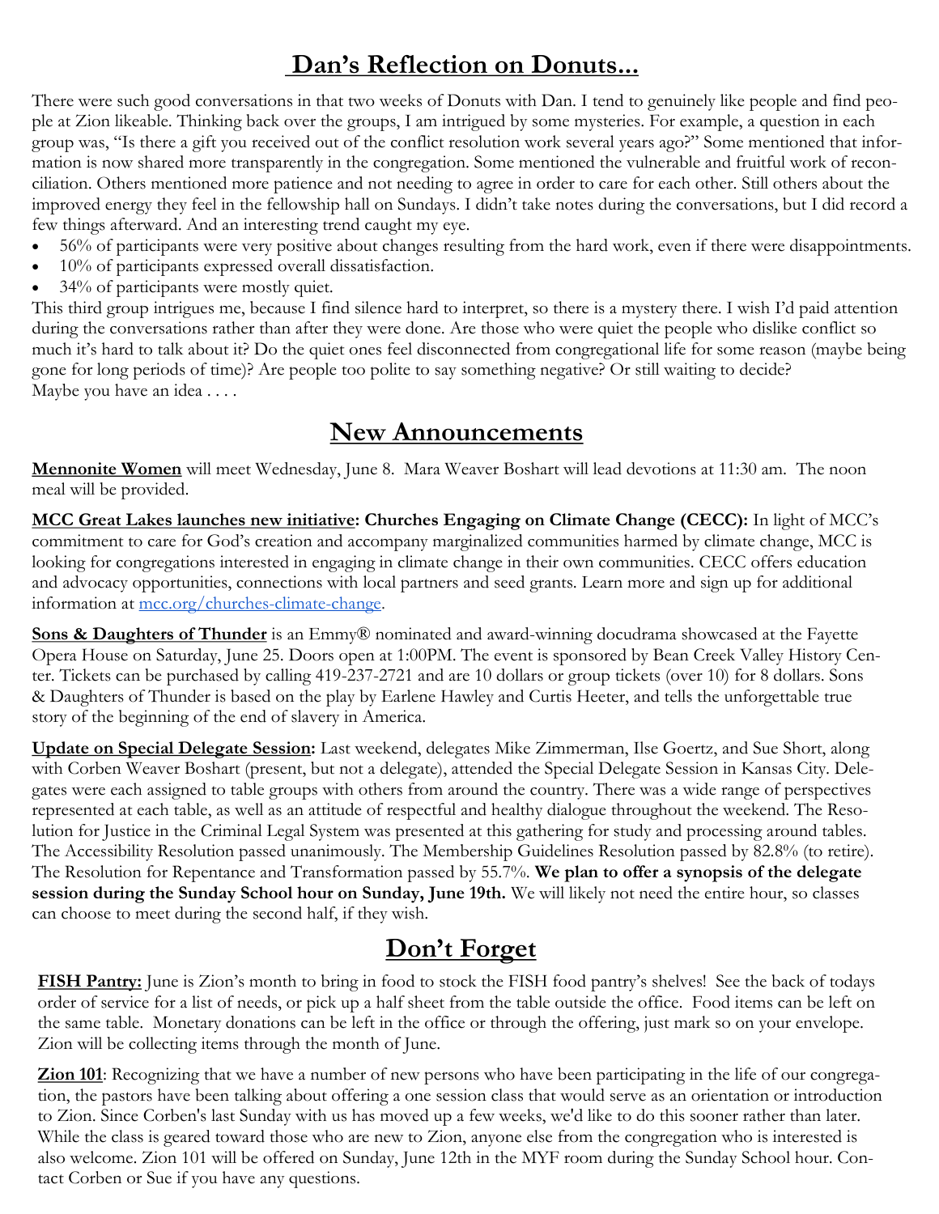## Dan's Reflection on Donuts...

There were such good conversations in that two weeks of Donuts with Dan. I tend to genuinely like people and find people at Zion likeable. Thinking back over the groups, I am intrigued by some mysteries. For example, a question in each group was, "Is there a gift you received out of the conflict resolution work several years ago?" Some mentioned that information is now shared more transparently in the congregation. Some mentioned the vulnerable and fruitful work of reconciliation. Others mentioned more patience and not needing to agree in order to care for each other. Still others about the improved energy they feel in the fellowship hall on Sundays. I didn't take notes during the conversations, but I did record a few things afterward. And an interesting trend caught my eye.

- 56% of participants were very positive about changes resulting from the hard work, even if there were disappointments.
- 10% of participants expressed overall dissatisfaction.
- 34% of participants were mostly quiet.

This third group intrigues me, because I find silence hard to interpret, so there is a mystery there. I wish I'd paid attention during the conversations rather than after they were done. Are those who were quiet the people who dislike conflict so much it's hard to talk about it? Do the quiet ones feel disconnected from congregational life for some reason (maybe being gone for long periods of time)? Are people too polite to say something negative? Or still waiting to decide?
Maybe you have an idea . . . .

## New Announcements

**Mennonite Women** will meet Wednesday, June 8. Mara Weaver Boshart will lead devotions at 11:30 am. The noon meal will be provided.

**MCC Great Lakes launches new initiative: Churches Engaging on Climate Change (CECC):** In light of MCC's commitment to care for God's creation and accompany marginalized communities harmed by climate change, MCC is looking for congregations interested in engaging in climate change in their own communities. CECC offers education and advocacy opportunities, connections with local partners and seed grants. Learn more and sign up for additional information at mcc.org/churches-climate-change.

**Sons & Daughters of Thunder** is an Emmy® nominated and award-winning docudrama showcased at the Fayette Opera House on Saturday, June 25. Doors open at 1:00PM. The event is sponsored by Bean Creek Valley History Center. Tickets can be purchased by calling 419-237-2721 and are 10 dollars or group tickets (over 10) for 8 dollars. Sons & Daughters of Thunder is based on the play by Earlene Hawley and Curtis Heeter, and tells the unforgettable true story of the beginning of the end of slavery in America.

**Update on Special Delegate Session:** Last weekend, delegates Mike Zimmerman, Ilse Goertz, and Sue Short, along with Corben Weaver Boshart (present, but not a delegate), attended the Special Delegate Session in Kansas City. Delegates were each assigned to table groups with others from around the country. There was a wide range of perspectives represented at each table, as well as an attitude of respectful and healthy dialogue throughout the weekend. The Resolution for Justice in the Criminal Legal System was presented at this gathering for study and processing around tables. The Accessibility Resolution passed unanimously. The Membership Guidelines Resolution passed by 82.8% (to retire). The Resolution for Repentance and Transformation passed by 55.7%. **We plan to offer a synopsis of the delegate session during the Sunday School hour on Sunday, June 19th.** We will likely not need the entire hour, so classes can choose to meet during the second half, if they wish.

## Don't Forget

**FISH Pantry:** June is Zion's month to bring in food to stock the FISH food pantry's shelves! See the back of todays order of service for a list of needs, or pick up a half sheet from the table outside the office. Food items can be left on the same table. Monetary donations can be left in the office or through the offering, just mark so on your envelope. Zion will be collecting items through the month of June.

**Zion 101**: Recognizing that we have a number of new persons who have been participating in the life of our congregation, the pastors have been talking about offering a one session class that would serve as an orientation or introduction to Zion. Since Corben's last Sunday with us has moved up a few weeks, we'd like to do this sooner rather than later. While the class is geared toward those who are new to Zion, anyone else from the congregation who is interested is also welcome. Zion 101 will be offered on Sunday, June 12th in the MYF room during the Sunday School hour. Contact Corben or Sue if you have any questions.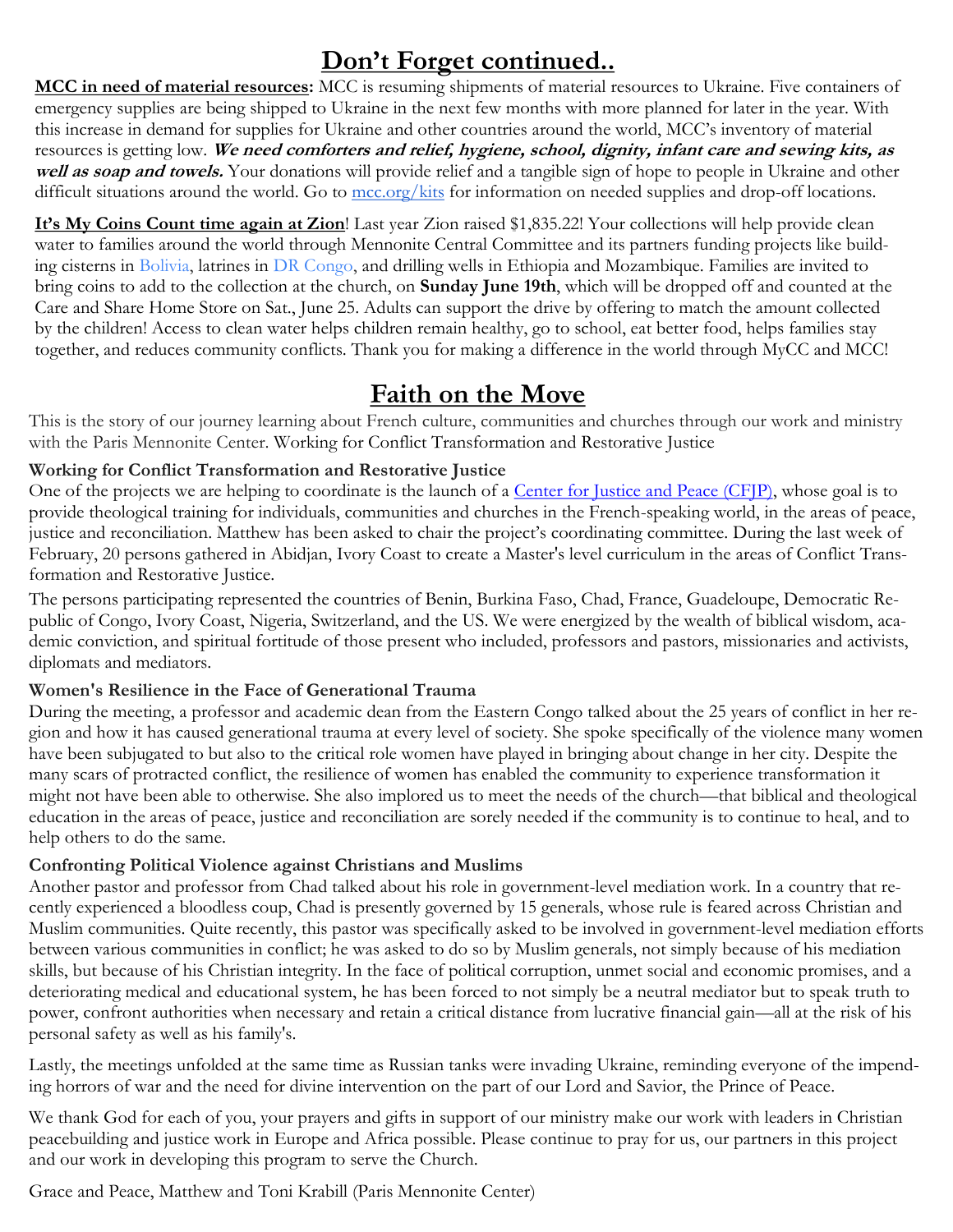# Don't Forget continued..

**MCC in need of material resources:** MCC is resuming shipments of material resources to Ukraine. Five containers of emergency supplies are being shipped to Ukraine in the next few months with more planned for later in the year. With this increase in demand for supplies for Ukraine and other countries around the world, MCC's inventory of material resources is getting low. ***We need comforters and relief, hygiene, school, dignity, infant care and sewing kits, as well as soap and towels.*** Your donations will provide relief and a tangible sign of hope to people in Ukraine and other difficult situations around the world. Go to mcc.org/kits for information on needed supplies and drop-off locations.

**It's My Coins Count time again at Zion**! Last year Zion raised $1,835.22! Your collections will help provide clean water to families around the world through Mennonite Central Committee and its partners funding projects like building cisterns in Bolivia, latrines in DR Congo, and drilling wells in Ethiopia and Mozambique. Families are invited to bring coins to add to the collection at the church, on **Sunday June 19th**, which will be dropped off and counted at the Care and Share Home Store on Sat., June 25. Adults can support the drive by offering to match the amount collected by the children! Access to clean water helps children remain healthy, go to school, eat better food, helps families stay together, and reduces community conflicts. Thank you for making a difference in the world through MyCC and MCC!

# Faith on the Move

This is the story of our journey learning about French culture, communities and churches through our work and ministry with the Paris Mennonite Center. Working for Conflict Transformation and Restorative Justice

### Working for Conflict Transformation and Restorative Justice

One of the projects we are helping to coordinate is the launch of a Center for Justice and Peace (CFJP), whose goal is to provide theological training for individuals, communities and churches in the French-speaking world, in the areas of peace, justice and reconciliation. Matthew has been asked to chair the project's coordinating committee. During the last week of February, 20 persons gathered in Abidjan, Ivory Coast to create a Master's level curriculum in the areas of Conflict Transformation and Restorative Justice.

The persons participating represented the countries of Benin, Burkina Faso, Chad, France, Guadeloupe, Democratic Republic of Congo, Ivory Coast, Nigeria, Switzerland, and the US. We were energized by the wealth of biblical wisdom, academic conviction, and spiritual fortitude of those present who included, professors and pastors, missionaries and activists, diplomats and mediators.

### Women's Resilience in the Face of Generational Trauma

During the meeting, a professor and academic dean from the Eastern Congo talked about the 25 years of conflict in her region and how it has caused generational trauma at every level of society. She spoke specifically of the violence many women have been subjugated to but also to the critical role women have played in bringing about change in her city. Despite the many scars of protracted conflict, the resilience of women has enabled the community to experience transformation it might not have been able to otherwise. She also implored us to meet the needs of the church—that biblical and theological education in the areas of peace, justice and reconciliation are sorely needed if the community is to continue to heal, and to help others to do the same.

### Confronting Political Violence against Christians and Muslims

Another pastor and professor from Chad talked about his role in government-level mediation work. In a country that recently experienced a bloodless coup, Chad is presently governed by 15 generals, whose rule is feared across Christian and Muslim communities. Quite recently, this pastor was specifically asked to be involved in government-level mediation efforts between various communities in conflict; he was asked to do so by Muslim generals, not simply because of his mediation skills, but because of his Christian integrity. In the face of political corruption, unmet social and economic promises, and a deteriorating medical and educational system, he has been forced to not simply be a neutral mediator but to speak truth to power, confront authorities when necessary and retain a critical distance from lucrative financial gain—all at the risk of his personal safety as well as his family's.

Lastly, the meetings unfolded at the same time as Russian tanks were invading Ukraine, reminding everyone of the impending horrors of war and the need for divine intervention on the part of our Lord and Savior, the Prince of Peace.

We thank God for each of you, your prayers and gifts in support of our ministry make our work with leaders in Christian peacebuilding and justice work in Europe and Africa possible. Please continue to pray for us, our partners in this project and our work in developing this program to serve the Church.

Grace and Peace, Matthew and Toni Krabill (Paris Mennonite Center)